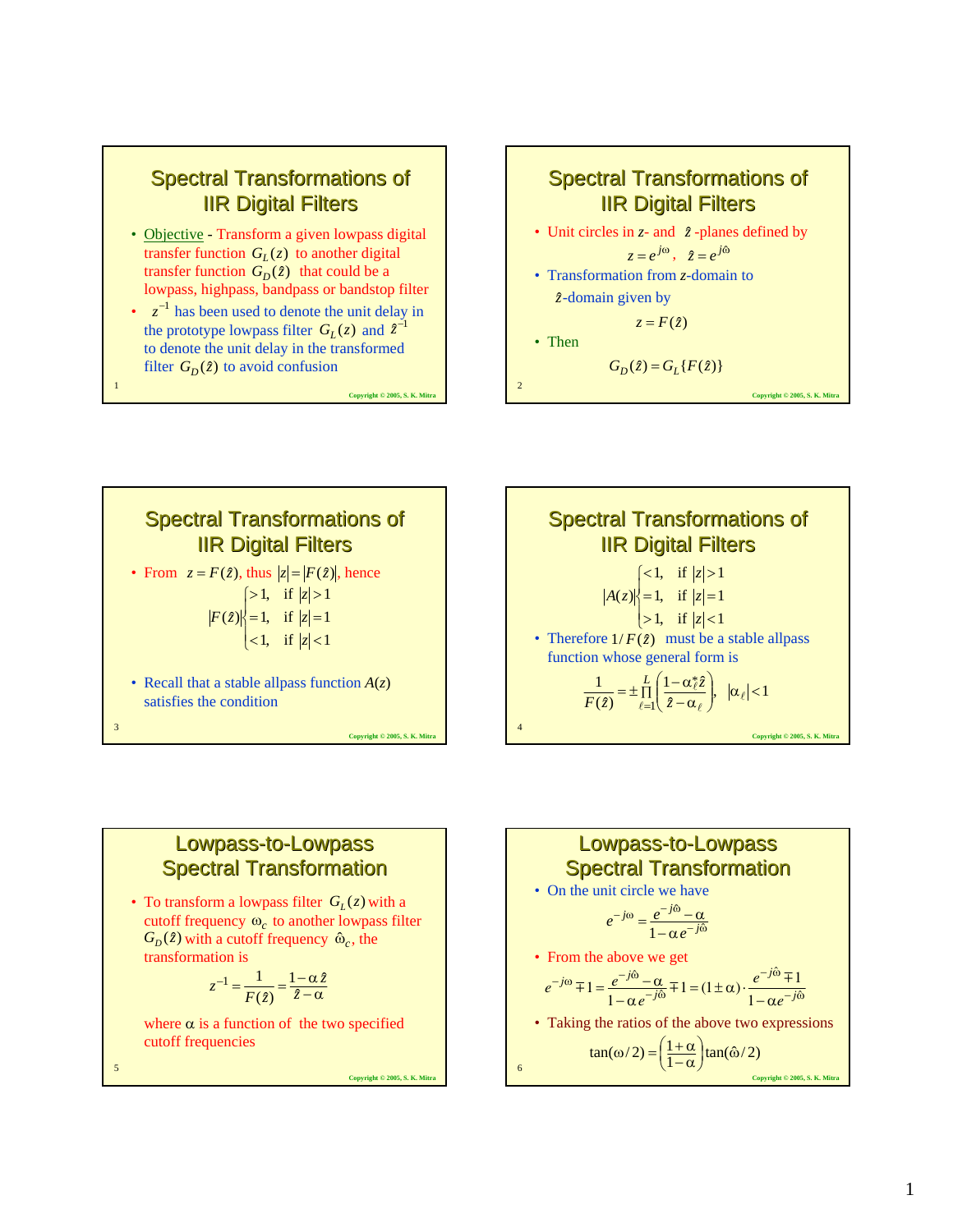## Spectral Transformations of IIR Digital Filters

- Objective - Transform a given lowpass digital transfer function $G_L(z)$ to another digital transfer function $G_D(\hat{z})$ that could be a lowpass, highpass, bandpass or bandstop filter
- $z^{-1}$ has been used to denote the unit delay in the prototype lowpass filter $G_L(z)$ and $\hat{z}^{-1}$ to denote the unit delay in the transformed filter $G_D(\hat{z})$ to avoid confusion

## Spectral Transformations of IIR Digital Filters

- Unit circles in $z$- and $\hat{z}$-planes defined by

$$z = e^{j\omega}, \quad \hat{z} = e^{j\hat{\omega}}$$

- Transformation from $z$-domain to $\hat{z}$-domain given by

$$z = F(\hat{z})$$

- Then

$$G_D(\hat{z}) = G_L\{F(\hat{z})\}$$

## Spectral Transformations of IIR Digital Filters

- From $z = F(\hat{z})$, thus $|z| = |F(\hat{z})|$, hence

$$|F(\hat{z})| \begin{cases} >1, & \text{if } |z| > 1 \\ =1, & \text{if } |z| = 1 \\ <1, & \text{if } |z| < 1 \end{cases}$$

- Recall that a stable allpass function $A(z)$ satisfies the condition

## Spectral Transformations of IIR Digital Filters

$$|A(z)| \begin{cases} <1, & \text{if } |z| > 1 \\ =1, & \text{if } |z| = 1 \\ >1, & \text{if } |z| < 1 \end{cases}$$

- Therefore $1/F(\hat{z})$ must be a stable allpass function whose general form is

$$\frac{1}{F(\hat{z})} = \pm \prod_{\ell=1}^{L} \left( \frac{1 - \alpha_\ell^* \hat{z}}{\hat{z} - \alpha_\ell} \right), \quad |\alpha_\ell| < 1$$

## Lowpass-to-Lowpass Spectral Transformation

- To transform a lowpass filter $G_L(z)$ with a cutoff frequency $\omega_c$ to another lowpass filter $G_D(\hat{z})$ with a cutoff frequency $\hat{\omega}_c$, the transformation is

$$z^{-1} = \frac{1}{F(\hat{z})} = \frac{1 - \alpha \hat{z}}{\hat{z} - \alpha}$$

where $\alpha$ is a function of the two specified cutoff frequencies

## Lowpass-to-Lowpass Spectral Transformation

- On the unit circle we have

$$e^{-j\omega} = \frac{e^{-j\hat{\omega}} - \alpha}{1 - \alpha e^{-j\hat{\omega}}}$$

- From the above we get

$$e^{-j\omega} \mp 1 = \frac{e^{-j\hat{\omega}} - \alpha}{1 - \alpha e^{-j\hat{\omega}}} \mp 1 = (1 \pm \alpha) \cdot \frac{e^{-j\hat{\omega}} \mp 1}{1 - \alpha e^{-j\hat{\omega}}}$$

- Taking the ratios of the above two expressions

$$\tan(\omega/2) = \left( \frac{1+\alpha}{1-\alpha} \right) \tan(\hat{\omega}/2)$$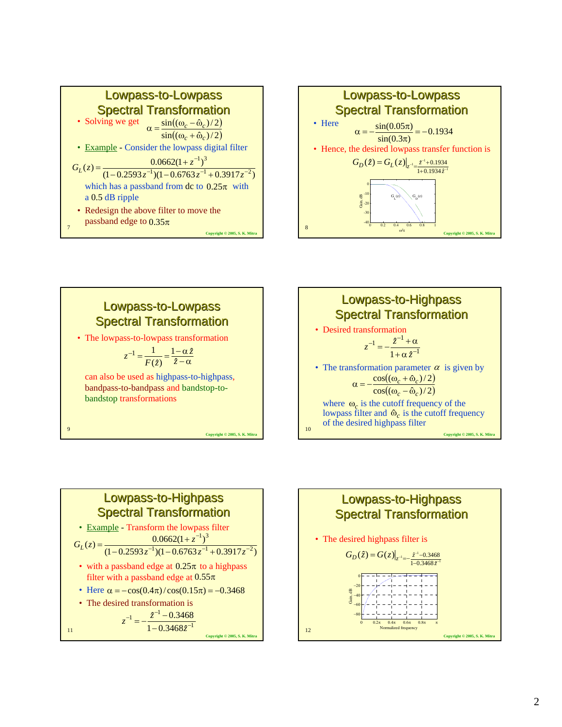## Lowpass-to-Lowpass Spectral Transformation

- Solving we get
$$\alpha = \frac{\sin((\omega_c - \hat{\omega}_c)/2)}{\sin((\omega_c + \hat{\omega}_c)/2)}$$

- Example - Consider the lowpass digital filter
$$G_L(z) = \frac{0.0662(1+z^{-1})^3}{(1-0.2593z^{-1})(1-0.6763z^{-1}+0.3917z^{-2})}$$
which has a passband from dc to $0.25\pi$ with a 0.5 dB ripple

- Redesign the above filter to move the passband edge to $0.35\pi$

## Lowpass-to-Lowpass Spectral Transformation

- Here
$$\alpha = -\frac{\sin(0.05\pi)}{\sin(0.3\pi)} = -0.1934$$

- Hence, the desired lowpass transfer function is
$$G_D(\hat{z}) = G_L(z)\Big|_{z^{-1} = \frac{\hat{z}^{-1}+0.1934}{1+0.1934\hat{z}^{-1}}}$$

## Lowpass-to-Lowpass Spectral Transformation

- The lowpass-to-lowpass transformation
$$z^{-1} = \frac{1}{F(\hat{z})} = \frac{1-\alpha\hat{z}}{\hat{z}-\alpha}$$
can also be used as highpass-to-highpass, bandpass-to-bandpass and bandstop-to-bandstop transformations

## Lowpass-to-Highpass Spectral Transformation

- Desired transformation
$$z^{-1} = -\frac{\hat{z}^{-1}+\alpha}{1+\alpha\hat{z}^{-1}}$$

- The transformation parameter $\alpha$ is given by
$$\alpha = -\frac{\cos((\omega_c + \hat{\omega}_c)/2)}{\cos((\omega_c - \hat{\omega}_c)/2)}$$
where $\omega_c$ is the cutoff frequency of the lowpass filter and $\hat{\omega}_c$ is the cutoff frequency of the desired highpass filter

## Lowpass-to-Highpass Spectral Transformation

- Example - Transform the lowpass filter
$$G_L(z) = \frac{0.0662(1+z^{-1})^3}{(1-0.2593z^{-1})(1-0.6763z^{-1}+0.3917z^{-2})}$$

- with a passband edge at $0.25\pi$ to a highpass filter with a passband edge at $0.55\pi$

- Here $\alpha = -\cos(0.4\pi)/\cos(0.15\pi) = -0.3468$

- The desired transformation is
$$z^{-1} = -\frac{\hat{z}^{-1}-0.3468}{1-0.3468\hat{z}^{-1}}$$

## Lowpass-to-Highpass Spectral Transformation

- The desired highpass filter is
$$G_D(\hat{z}) = G(z)\Big|_{z^{-1} = -\frac{\hat{z}^{-1}-0.3468}{1-0.3468\hat{z}^{-1}}}$$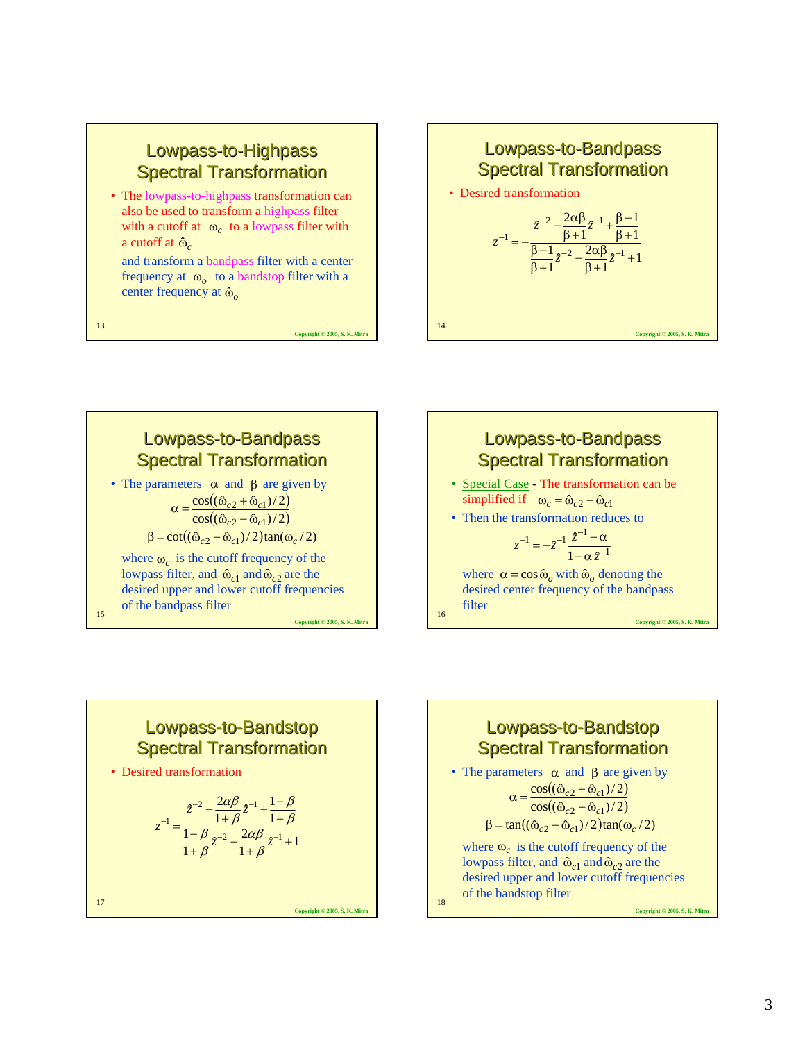## Lowpass-to-Highpass Spectral Transformation

- The lowpass-to-highpass transformation can also be used to transform a highpass filter with a cutoff at $\omega_c$ to a lowpass filter with a cutoff at $\hat{\omega}_c$

  and transform a bandpass filter with a center frequency at $\omega_o$ to a bandstop filter with a center frequency at $\hat{\omega}_o$

## Lowpass-to-Bandpass Spectral Transformation

- Desired transformation

$$z^{-1} = -\frac{\hat{z}^{-2} - \frac{2\alpha\beta}{\beta+1}\hat{z}^{-1} + \frac{\beta-1}{\beta+1}}{\frac{\beta-1}{\beta+1}\hat{z}^{-2} - \frac{2\alpha\beta}{\beta+1}\hat{z}^{-1} + 1}$$

## Lowpass-to-Bandpass Spectral Transformation

- The parameters $\alpha$ and $\beta$ are given by

$$\alpha = \frac{\cos((\hat{\omega}_{c2} + \hat{\omega}_{c1})/2)}{\cos((\hat{\omega}_{c2} - \hat{\omega}_{c1})/2)}$$

$$\beta = \cot((\hat{\omega}_{c2} - \hat{\omega}_{c1})/2)\tan(\omega_c/2)$$

  where $\omega_c$ is the cutoff frequency of the lowpass filter, and $\hat{\omega}_{c1}$ and $\hat{\omega}_{c2}$ are the desired upper and lower cutoff frequencies of the bandpass filter

## Lowpass-to-Bandpass Spectral Transformation

- Special Case - The transformation can be simplified if $\omega_c = \hat{\omega}_{c2} - \hat{\omega}_{c1}$
- Then the transformation reduces to

$$z^{-1} = -\hat{z}^{-1}\frac{\hat{z}^{-1} - \alpha}{1 - \alpha\hat{z}^{-1}}$$

  where $\alpha = \cos\hat{\omega}_o$ with $\hat{\omega}_o$ denoting the desired center frequency of the bandpass filter

## Lowpass-to-Bandstop Spectral Transformation

- Desired transformation

$$z^{-1} = \frac{\hat{z}^{-2} - \frac{2\alpha\beta}{1+\beta}\hat{z}^{-1} + \frac{1-\beta}{1+\beta}}{\frac{1-\beta}{1+\beta}\hat{z}^{-2} - \frac{2\alpha\beta}{1+\beta}\hat{z}^{-1} + 1}$$

## Lowpass-to-Bandstop Spectral Transformation

- The parameters $\alpha$ and $\beta$ are given by

$$\alpha = \frac{\cos((\hat{\omega}_{c2} + \hat{\omega}_{c1})/2)}{\cos((\hat{\omega}_{c2} - \hat{\omega}_{c1})/2)}$$

$$\beta = \tan((\hat{\omega}_{c2} - \hat{\omega}_{c1})/2)\tan(\omega_c/2)$$

  where $\omega_c$ is the cutoff frequency of the lowpass filter, and $\hat{\omega}_{c1}$ and $\hat{\omega}_{c2}$ are the desired upper and lower cutoff frequencies of the bandstop filter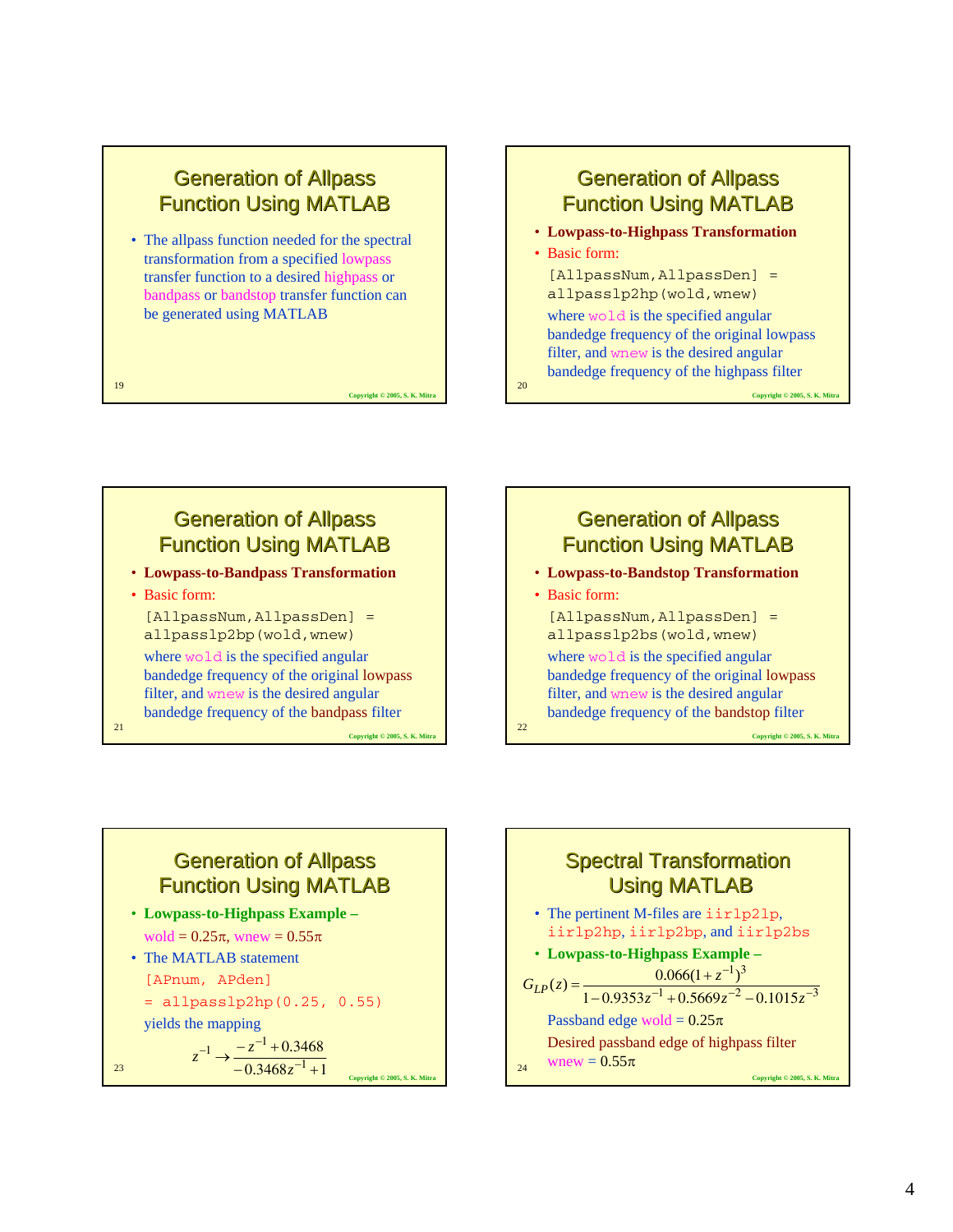## Generation of Allpass Function Using MATLAB

- The allpass function needed for the spectral transformation from a specified lowpass transfer function to a desired highpass or bandpass or bandstop transfer function can be generated using MATLAB

## Generation of Allpass Function Using MATLAB

- **Lowpass-to-Highpass Transformation**
- Basic form:

```
[AllpassNum,AllpassDen] =
allpasslp2hp(wold,wnew)
```

where `wold` is the specified angular bandedge frequency of the original lowpass filter, and `wnew` is the desired angular bandedge frequency of the highpass filter

## Generation of Allpass Function Using MATLAB

- **Lowpass-to-Bandpass Transformation**
- Basic form:

```
[AllpassNum,AllpassDen] =
allpasslp2bp(wold,wnew)
```

where `wold` is the specified angular bandedge frequency of the original lowpass filter, and `wnew` is the desired angular bandedge frequency of the bandpass filter

## Generation of Allpass Function Using MATLAB

- **Lowpass-to-Bandstop Transformation**
- Basic form:

```
[AllpassNum,AllpassDen] =
allpasslp2bs(wold,wnew)
```

where `wold` is the specified angular bandedge frequency of the original lowpass filter, and `wnew` is the desired angular bandedge frequency of the bandstop filter

## Generation of Allpass Function Using MATLAB

- **Lowpass-to-Highpass Example** –

  wold = $0.25\pi$, wnew = $0.55\pi$
- The MATLAB statement

```
[APnum, APden]
= allpasslp2hp(0.25, 0.55)
```

yields the mapping

$$z^{-1} \rightarrow \frac{-z^{-1}+0.3468}{-0.3468z^{-1}+1}$$

## Spectral Transformation Using MATLAB

- The pertinent M-files are `iirlp2lp`, `iirlp2hp`, `iirlp2bp`, and `iirlp2bs`
- **Lowpass-to-Highpass Example** –

$$G_{LP}(z) = \frac{0.066(1+z^{-1})^3}{1-0.9353z^{-1}+0.5669z^{-2}-0.1015z^{-3}}$$

Passband edge wold = $0.25\pi$

Desired passband edge of highpass filter wnew = $0.55\pi$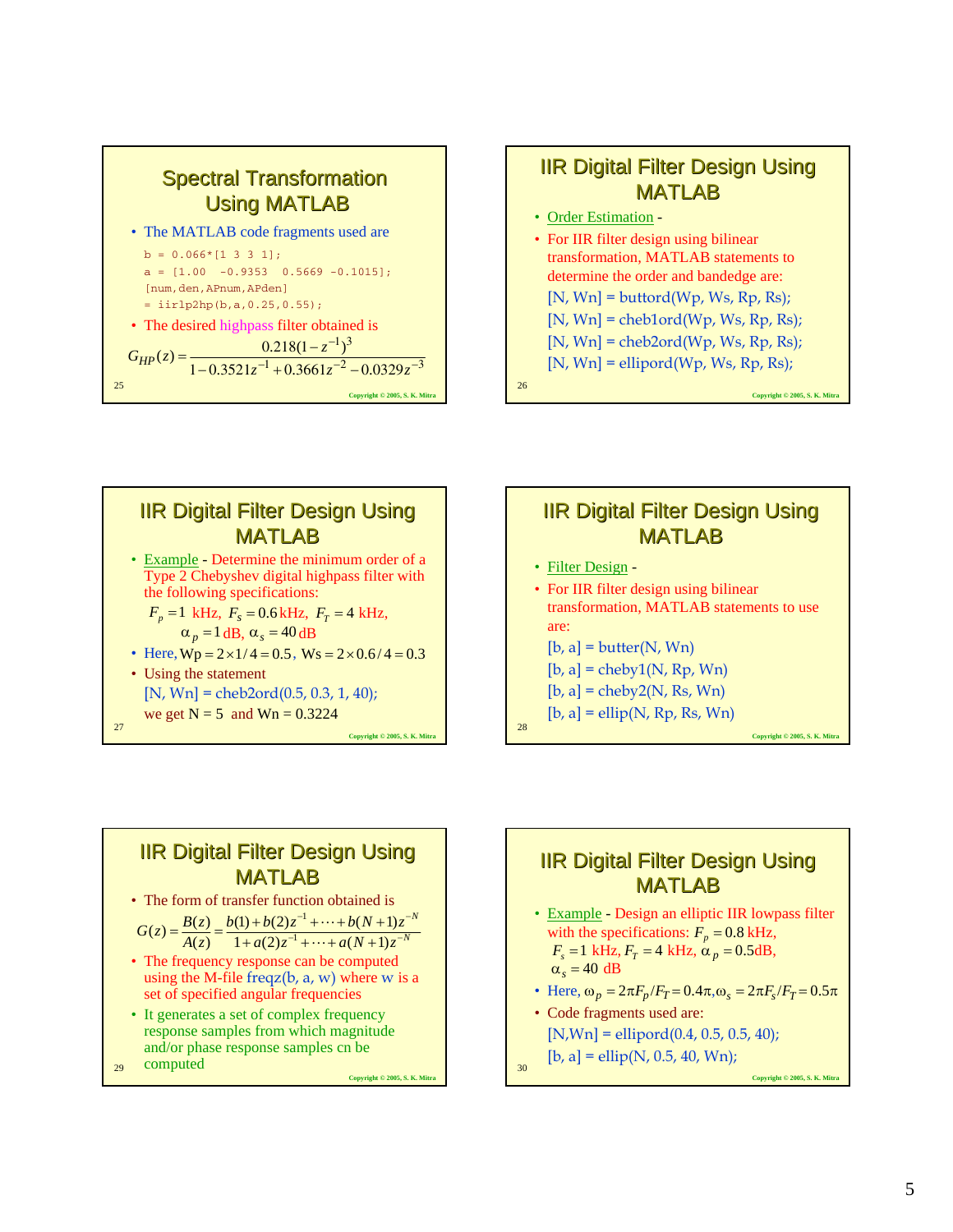## Spectral Transformation Using MATLAB

- The MATLAB code fragments used are

```
b = 0.066*[1 3 3 1];
a = [1.00  -0.9353  0.5669 -0.1015];
[num,den,APnum,APden]
= iirlp2hp(b,a,0.25,0.55);
```

- The desired highpass filter obtained is

$$G_{HP}(z) = \frac{0.218(1 - z^{-1})^3}{1 - 0.3521z^{-1} + 0.3661z^{-2} - 0.0329z^{-3}}$$

## IIR Digital Filter Design Using MATLAB

- Order Estimation -
- For IIR filter design using bilinear transformation, MATLAB statements to determine the order and bandedge are:

  [N, Wn] = buttord(Wp, Ws, Rp, Rs);
  [N, Wn] = cheb1ord(Wp, Ws, Rp, Rs);
  [N, Wn] = cheb2ord(Wp, Ws, Rp, Rs);
  [N, Wn] = ellipord(Wp, Ws, Rp, Rs);

## IIR Digital Filter Design Using MATLAB

- Example - Determine the minimum order of a Type 2 Chebyshev digital highpass filter with the following specifications:

  $F_p = 1$ kHz, $F_s = 0.6$ kHz, $F_T = 4$ kHz, $\alpha_p = 1$ dB, $\alpha_s = 40$ dB

- Here, $\mathrm{Wp} = 2 \times 1/4 = 0.5$, $\mathrm{Ws} = 2 \times 0.6/4 = 0.3$
- Using the statement

  [N, Wn] = cheb2ord(0.5, 0.3, 1, 40);

  we get N = 5 and Wn = 0.3224

## IIR Digital Filter Design Using MATLAB

- Filter Design -
- For IIR filter design using bilinear transformation, MATLAB statements to use are:

  [b, a] = butter(N, Wn)
  [b, a] = cheby1(N, Rp, Wn)
  [b, a] = cheby2(N, Rs, Wn)
  [b, a] = ellip(N, Rp, Rs, Wn)

## IIR Digital Filter Design Using MATLAB

- The form of transfer function obtained is

$$G(z) = \frac{B(z)}{A(z)} = \frac{b(1) + b(2)z^{-1} + \cdots + b(N+1)z^{-N}}{1 + a(2)z^{-1} + \cdots + a(N+1)z^{-N}}$$

- The frequency response can be computed using the M-file freqz(b, a, w) where w is a set of specified angular frequencies
- It generates a set of complex frequency response samples from which magnitude and/or phase response samples cn be computed

## IIR Digital Filter Design Using MATLAB

- Example - Design an elliptic IIR lowpass filter with the specifications: $F_p = 0.8$ kHz, $F_s = 1$ kHz, $F_T = 4$ kHz, $\alpha_p = 0.5$dB, $\alpha_s = 40$ dB
- Here, $\omega_p = 2\pi F_p/F_T = 0.4\pi, \omega_s = 2\pi F_s/F_T = 0.5\pi$
- Code fragments used are:

  [N,Wn] = ellipord(0.4, 0.5, 0.5, 40);
  [b, a] = ellip(N, 0.5, 40, Wn);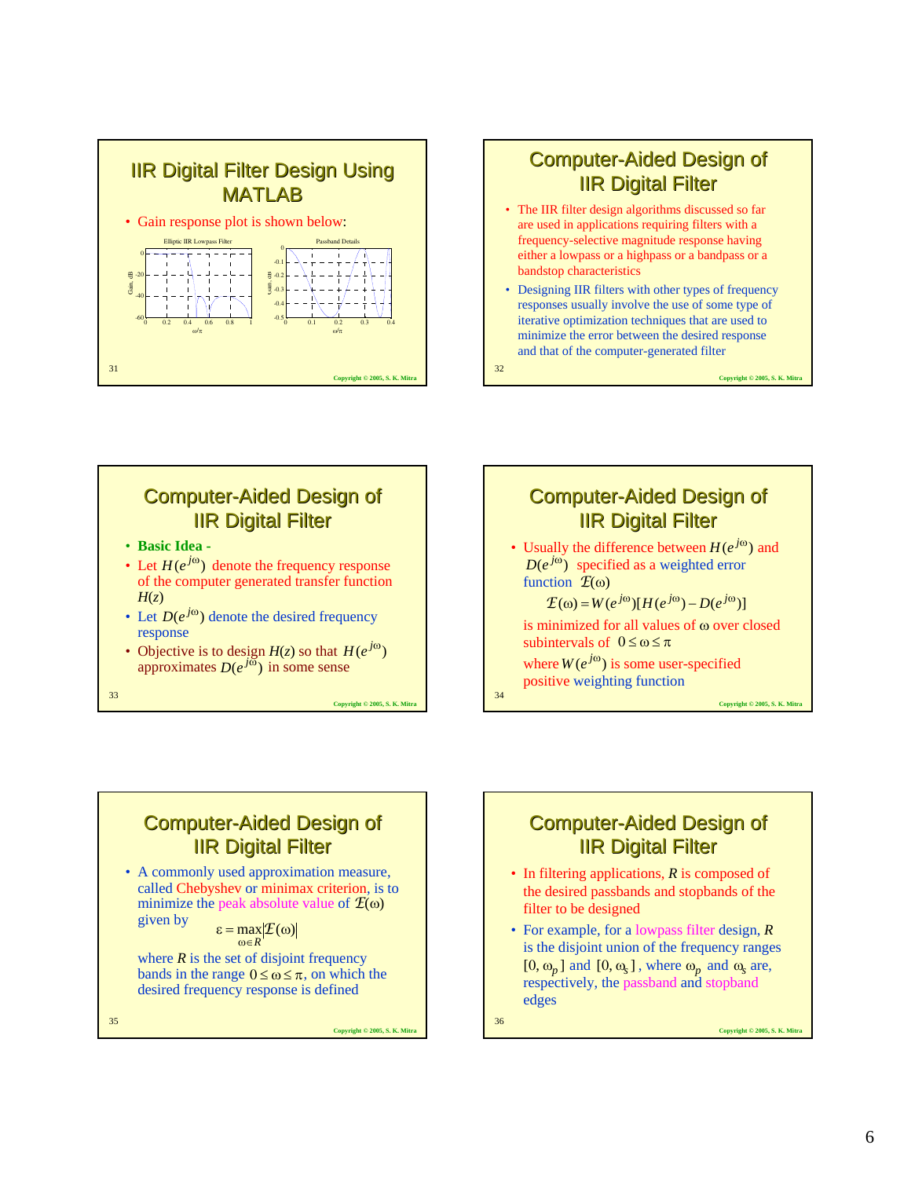## IIR Digital Filter Design Using MATLAB

- Gain response plot is shown below:

Elliptic IIR Lowpass Filter

Passband Details

## Computer-Aided Design of IIR Digital Filter

- The IIR filter design algorithms discussed so far are used in applications requiring filters with a frequency-selective magnitude response having either a lowpass or a highpass or a bandpass or a bandstop characteristics
- Designing IIR filters with other types of frequency responses usually involve the use of some type of iterative optimization techniques that are used to minimize the error between the desired response and that of the computer-generated filter

## Computer-Aided Design of IIR Digital Filter

- **Basic Idea -**
- Let $H(e^{j\omega})$ denote the frequency response of the computer generated transfer function $H(z)$
- Let $D(e^{j\omega})$ denote the desired frequency response
- Objective is to design $H(z)$ so that $H(e^{j\omega})$ approximates $D(e^{j\omega})$ in some sense

## Computer-Aided Design of IIR Digital Filter

- Usually the difference between $H(e^{j\omega})$ and $D(e^{j\omega})$ specified as a weighted error function $\mathcal{E}(\omega)$

$$\mathcal{E}(\omega) = W(e^{j\omega})[H(e^{j\omega}) - D(e^{j\omega})]$$

is minimized for all values of $\omega$ over closed subintervals of $0 \le \omega \le \pi$

where $W(e^{j\omega})$ is some user-specified positive weighting function

## Computer-Aided Design of IIR Digital Filter

- A commonly used approximation measure, called Chebyshev or minimax criterion, is to minimize the peak absolute value of $\mathcal{E}(\omega)$ given by

$$\varepsilon = \max_{\omega \in R} |\mathcal{E}(\omega)|$$

where $R$ is the set of disjoint frequency bands in the range $0 \le \omega \le \pi$, on which the desired frequency response is defined

## Computer-Aided Design of IIR Digital Filter

- In filtering applications, $R$ is composed of the desired passbands and stopbands of the filter to be designed
- For example, for a lowpass filter design, $R$ is the disjoint union of the frequency ranges $[0, \omega_p]$ and $[0, \omega_s]$, where $\omega_p$ and $\omega_s$ are, respectively, the passband and stopband edges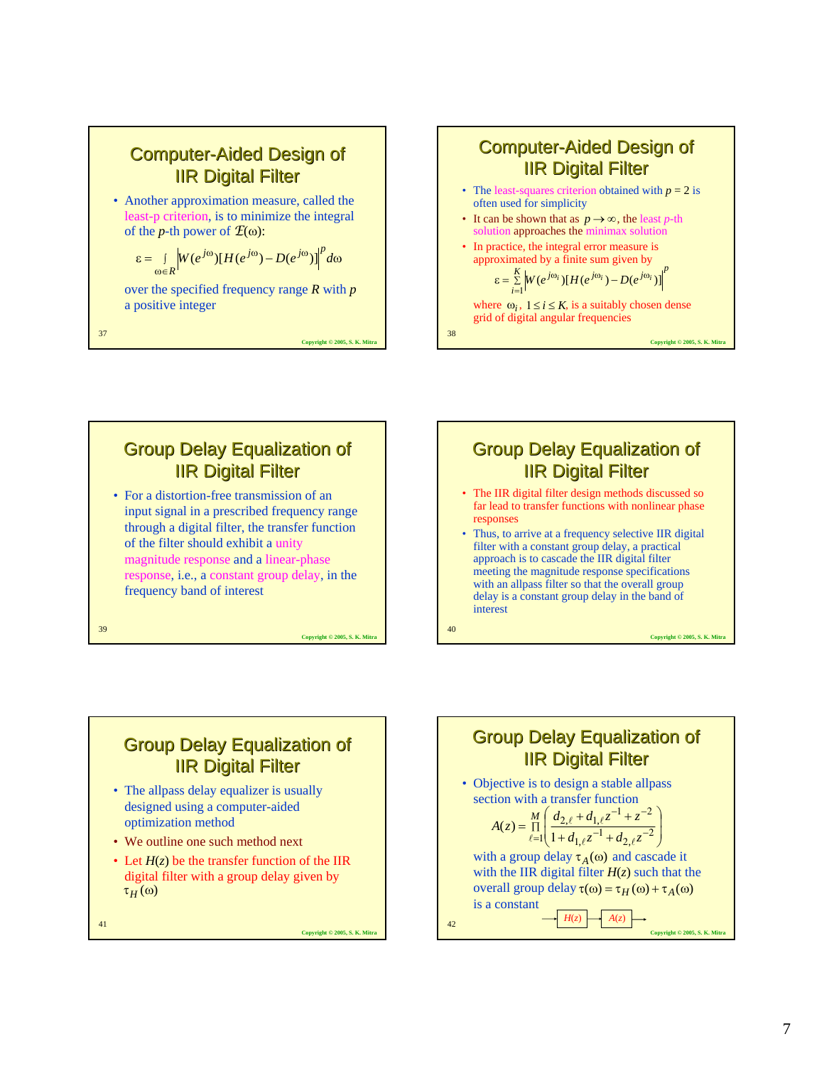## Computer-Aided Design of IIR Digital Filter

- Another approximation measure, called the least-p criterion, is to minimize the integral of the $p$-th power of $\mathcal{E}(\omega)$:

$$\varepsilon = \int_{\omega \in R} \left| W(e^{j\omega})[H(e^{j\omega}) - D(e^{j\omega})] \right|^p d\omega$$

over the specified frequency range $R$ with $p$ a positive integer

## Computer-Aided Design of IIR Digital Filter

- The least-squares criterion obtained with $p = 2$ is often used for simplicity
- It can be shown that as $p \to \infty$, the least $p$-th solution approaches the minimax solution
- In practice, the integral error measure is approximated by a finite sum given by

$$\varepsilon = \sum_{i=1}^{K} \left| W(e^{j\omega_i})[H(e^{j\omega_i}) - D(e^{j\omega_i})] \right|^p$$

where $\omega_i$, $1 \le i \le K$, is a suitably chosen dense grid of digital angular frequencies

## Group Delay Equalization of IIR Digital Filter

- For a distortion-free transmission of an input signal in a prescribed frequency range through a digital filter, the transfer function of the filter should exhibit a unity magnitude response and a linear-phase response, i.e., a constant group delay, in the frequency band of interest

## Group Delay Equalization of IIR Digital Filter

- The IIR digital filter design methods discussed so far lead to transfer functions with nonlinear phase responses
- Thus, to arrive at a frequency selective IIR digital filter with a constant group delay, a practical approach is to cascade the IIR digital filter meeting the magnitude response specifications with an allpass filter so that the overall group delay is a constant group delay in the band of interest

## Group Delay Equalization of IIR Digital Filter

- The allpass delay equalizer is usually designed using a computer-aided optimization method
- We outline one such method next
- Let $H(z)$ be the transfer function of the IIR digital filter with a group delay given by $\tau_H(\omega)$

## Group Delay Equalization of IIR Digital Filter

- Objective is to design a stable allpass section with a transfer function

$$A(z) = \prod_{\ell=1}^{M} \left( \frac{d_{2,\ell} + d_{1,\ell} z^{-1} + z^{-2}}{1 + d_{1,\ell} z^{-1} + d_{2,\ell} z^{-2}} \right)$$

with a group delay $\tau_A(\omega)$ and cascade it with the IIR digital filter $H(z)$ such that the overall group delay $\tau(\omega) = \tau_H(\omega) + \tau_A(\omega)$ is a constant

→ $H(z)$ → $A(z)$ →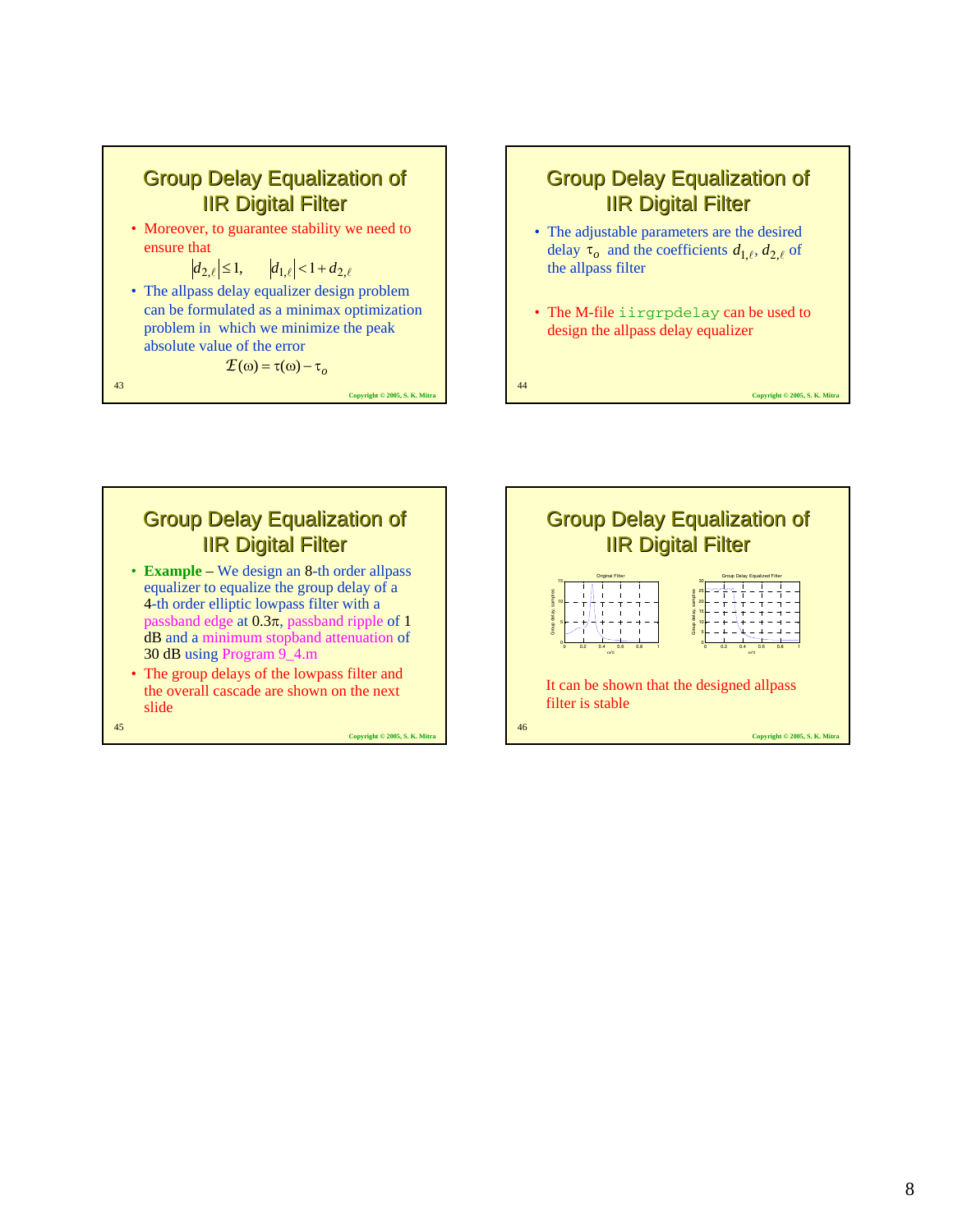## Group Delay Equalization of IIR Digital Filter

- Moreover, to guarantee stability we need to ensure that

$$|d_{2,\ell}| \leq 1, \qquad |d_{1,\ell}| < 1 + d_{2,\ell}$$

- The allpass delay equalizer design problem can be formulated as a minimax optimization problem in which we minimize the peak absolute value of the error

$$\mathcal{E}(\omega) = \tau(\omega) - \tau_o$$

Copyright © 2005, S. K. Mitra

## Group Delay Equalization of IIR Digital Filter

- The adjustable parameters are the desired delay $\tau_o$ and the coefficients $d_{1,\ell}, d_{2,\ell}$ of the allpass filter
- The M-file `iirgrpdelay` can be used to design the allpass delay equalizer

Copyright © 2005, S. K. Mitra

## Group Delay Equalization of IIR Digital Filter

- **Example** – We design an 8-th order allpass equalizer to equalize the group delay of a 4-th order elliptic lowpass filter with a passband edge at $0.3\pi$, passband ripple of 1 dB and a minimum stopband attenuation of 30 dB using Program 9_4.m
- The group delays of the lowpass filter and the overall cascade are shown on the next slide

Copyright © 2005, S. K. Mitra

## Group Delay Equalization of IIR Digital Filter

Original Filter

Group delay, samples

15
10
5
0

0 0.2 0.4 0.6 0.8 1

ω/π

Group Delay Equalized Filter

Group delay, samples

30
25
20
15
10
5
0

0 0.2 0.4 0.6 0.8 1

ω/π

It can be shown that the designed allpass filter is stable

Copyright © 2005, S. K. Mitra